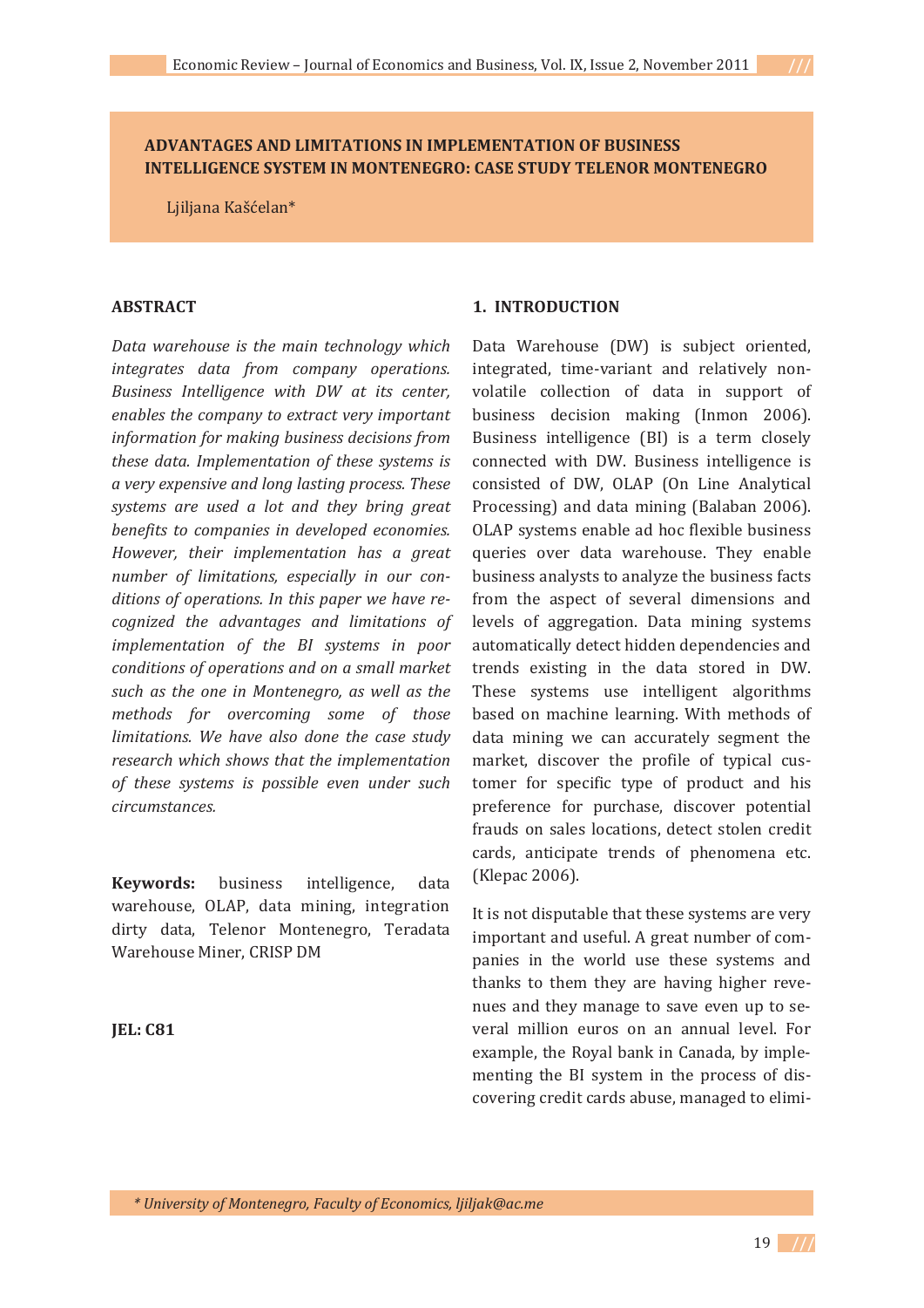# ADVANTAGES AND LIMITATIONS IN IMPLEMENTATION OF BUSINESS INTELLIGENCE SYSTEM IN MONTENEGRO: CASE STUDY TELENOR MONTENEGRO

Ljiljana Kašćelan*

## ABSTRACT

*Data warehouse is the main technology which integrates data from company operations. Business Intelligence with DW at its center, enables the company to extract very important information for making business decisions from these data. Implementation of these systems is a very expensive and long lasting process. These systems are used a lot and they bring great benefits to companies in developed economies. However, their implementation has a great number of limitations, especially in our conditions of operations. In this paper we have recognized the advantages and limitations of implementation of the BI systems in poor conditions of operations and on a small market such as the one in Montenegro, as well as the methods for overcoming some of those limitations. We have also done the case study research which shows that the implementation of these systems is possible even under such circumstances.*

**Keywords:** business intelligence, data warehouse, OLAP, data mining, integration dirty data, Telenor Montenegro, Teradata Warehouse Miner, CRISP DM

**JEL: C81**

## 1. INTRODUCTION

Data Warehouse (DW) is subject oriented, integrated, time-variant and relatively non-volatile collection of data in support of business decision making (Inmon 2006). Business intelligence (BI) is a term closely connected with DW. Business intelligence is consisted of DW, OLAP (On Line Analytical Processing) and data mining (Balaban 2006). OLAP systems enable ad hoc flexible business queries over data warehouse. They enable business analysts to analyze the business facts from the aspect of several dimensions and levels of aggregation. Data mining systems automatically detect hidden dependencies and trends existing in the data stored in DW. These systems use intelligent algorithms based on machine learning. With methods of data mining we can accurately segment the market, discover the profile of typical customer for specific type of product and his preference for purchase, discover potential frauds on sales locations, detect stolen credit cards, anticipate trends of phenomena etc. (Klepac 2006).

It is not disputable that these systems are very important and useful. A great number of companies in the world use these systems and thanks to them they are having higher revenues and they manage to save even up to several million euros on an annual level. For example, the Royal bank in Canada, by implementing the BI system in the process of discovering credit cards abuse, managed to elimi-

* University of Montenegro, Faculty of Economics, ljiljak@ac.me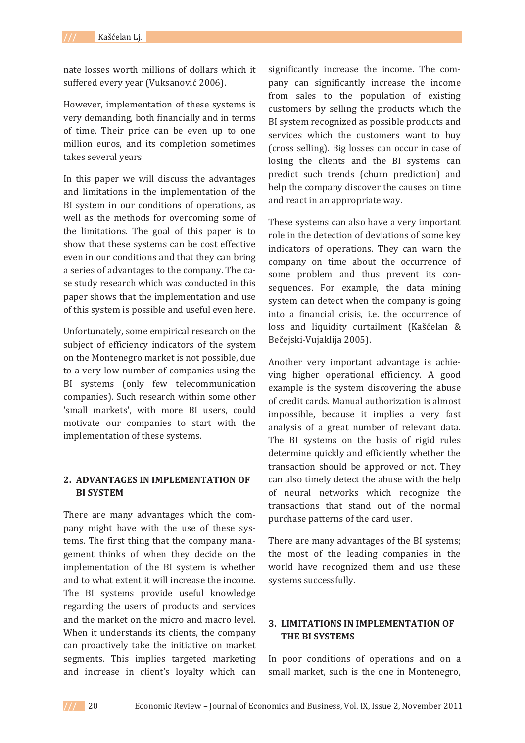nate losses worth millions of dollars which it suffered every year (Vuksanović 2006).

However, implementation of these systems is very demanding, both financially and in terms of time. Their price can be even up to one million euros, and its completion sometimes takes several years.

In this paper we will discuss the advantages and limitations in the implementation of the BI system in our conditions of operations, as well as the methods for overcoming some of the limitations. The goal of this paper is to show that these systems can be cost effective even in our conditions and that they can bring a series of advantages to the company. The case study research which was conducted in this paper shows that the implementation and use of this system is possible and useful even here.

Unfortunately, some empirical research on the subject of efficiency indicators of the system on the Montenegro market is not possible, due to a very low number of companies using the BI systems (only few telecommunication companies). Such research within some other 'small markets', with more BI users, could motivate our companies to start with the implementation of these systems.

## 2. ADVANTAGES IN IMPLEMENTATION OF BI SYSTEM

There are many advantages which the company might have with the use of these systems. The first thing that the company management thinks of when they decide on the implementation of the BI system is whether and to what extent it will increase the income. The BI systems provide useful knowledge regarding the users of products and services and the market on the micro and macro level. When it understands its clients, the company can proactively take the initiative on market segments. This implies targeted marketing and increase in client's loyalty which can significantly increase the income. The company can significantly increase the income from sales to the population of existing customers by selling the products which the BI system recognized as possible products and services which the customers want to buy (cross selling). Big losses can occur in case of losing the clients and the BI systems can predict such trends (churn prediction) and help the company discover the causes on time and react in an appropriate way.

These systems can also have a very important role in the detection of deviations of some key indicators of operations. They can warn the company on time about the occurrence of some problem and thus prevent its consequences. For example, the data mining system can detect when the company is going into a financial crisis, i.e. the occurrence of loss and liquidity curtailment (Kašćelan & Bečejski-Vujaklija 2005).

Another very important advantage is achieving higher operational efficiency. A good example is the system discovering the abuse of credit cards. Manual authorization is almost impossible, because it implies a very fast analysis of a great number of relevant data. The BI systems on the basis of rigid rules determine quickly and efficiently whether the transaction should be approved or not. They can also timely detect the abuse with the help of neural networks which recognize the transactions that stand out of the normal purchase patterns of the card user.

There are many advantages of the BI systems; the most of the leading companies in the world have recognized them and use these systems successfully.

## 3. LIMITATIONS IN IMPLEMENTATION OF THE BI SYSTEMS

In poor conditions of operations and on a small market, such is the one in Montenegro,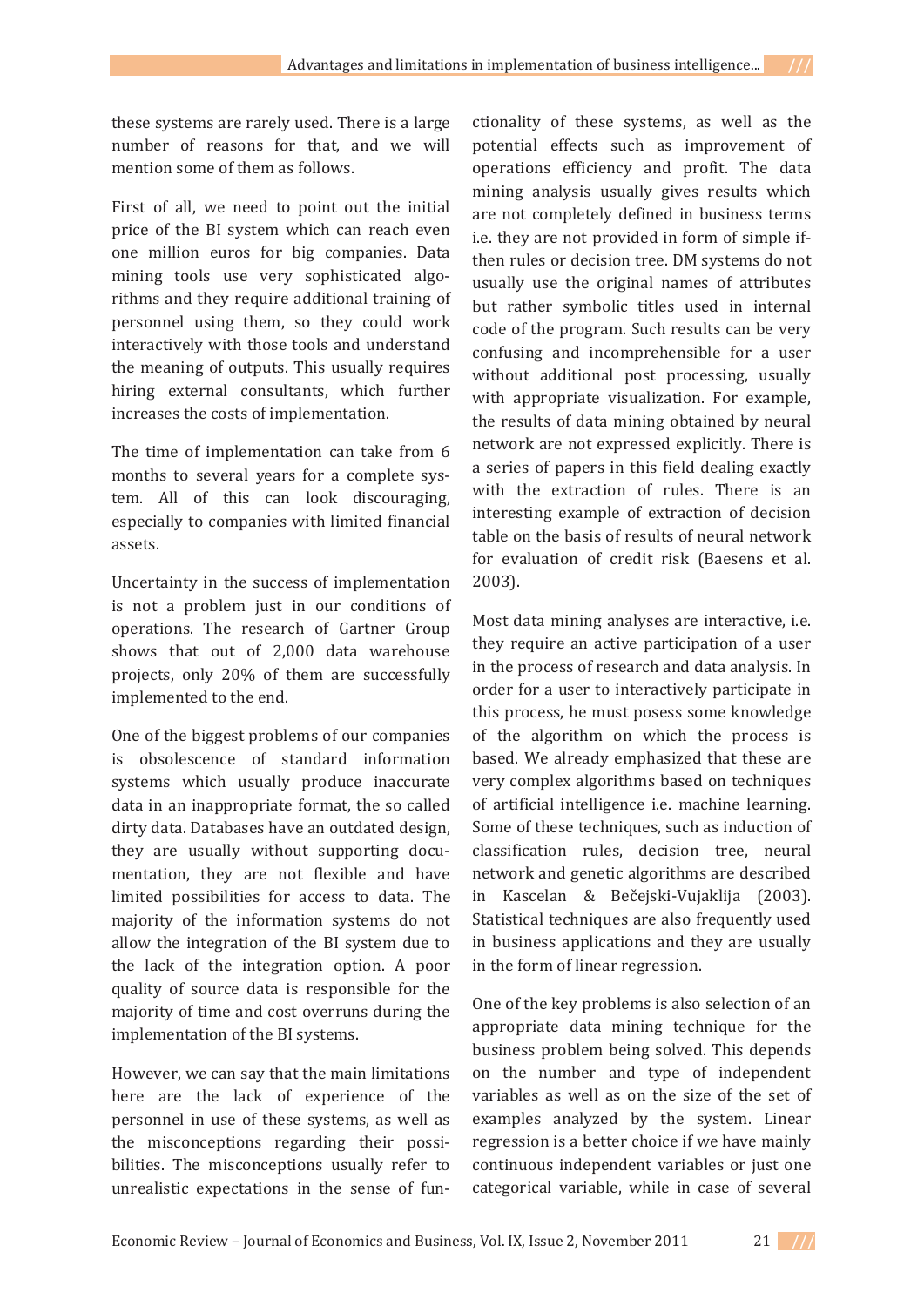these systems are rarely used. There is a large number of reasons for that, and we will mention some of them as follows.

First of all, we need to point out the initial price of the BI system which can reach even one million euros for big companies. Data mining tools use very sophisticated algorithms and they require additional training of personnel using them, so they could work interactively with those tools and understand the meaning of outputs. This usually requires hiring external consultants, which further increases the costs of implementation.

The time of implementation can take from 6 months to several years for a complete system. All of this can look discouraging, especially to companies with limited financial assets.

Uncertainty in the success of implementation is not a problem just in our conditions of operations. The research of Gartner Group shows that out of 2,000 data warehouse projects, only 20% of them are successfully implemented to the end.

One of the biggest problems of our companies is obsolescence of standard information systems which usually produce inaccurate data in an inappropriate format, the so called dirty data. Databases have an outdated design, they are usually without supporting documentation, they are not flexible and have limited possibilities for access to data. The majority of the information systems do not allow the integration of the BI system due to the lack of the integration option. A poor quality of source data is responsible for the majority of time and cost overruns during the implementation of the BI systems.

However, we can say that the main limitations here are the lack of experience of the personnel in use of these systems, as well as the misconceptions regarding their possibilities. The misconceptions usually refer to unrealistic expectations in the sense of functionality of these systems, as well as the potential effects such as improvement of operations efficiency and profit. The data mining analysis usually gives results which are not completely defined in business terms i.e. they are not provided in form of simple if-then rules or decision tree. DM systems do not usually use the original names of attributes but rather symbolic titles used in internal code of the program. Such results can be very confusing and incomprehensible for a user without additional post processing, usually with appropriate visualization. For example, the results of data mining obtained by neural network are not expressed explicitly. There is a series of papers in this field dealing exactly with the extraction of rules. There is an interesting example of extraction of decision table on the basis of results of neural network for evaluation of credit risk (Baesens et al. 2003).

Most data mining analyses are interactive, i.e. they require an active participation of a user in the process of research and data analysis. In order for a user to interactively participate in this process, he must posess some knowledge of the algorithm on which the process is based. We already emphasized that these are very complex algorithms based on techniques of artificial intelligence i.e. machine learning. Some of these techniques, such as induction of classification rules, decision tree, neural network and genetic algorithms are described in Kascelan & Bečejski-Vujaklija (2003). Statistical techniques are also frequently used in business applications and they are usually in the form of linear regression.

One of the key problems is also selection of an appropriate data mining technique for the business problem being solved. This depends on the number and type of independent variables as well as on the size of the set of examples analyzed by the system. Linear regression is a better choice if we have mainly continuous independent variables or just one categorical variable, while in case of several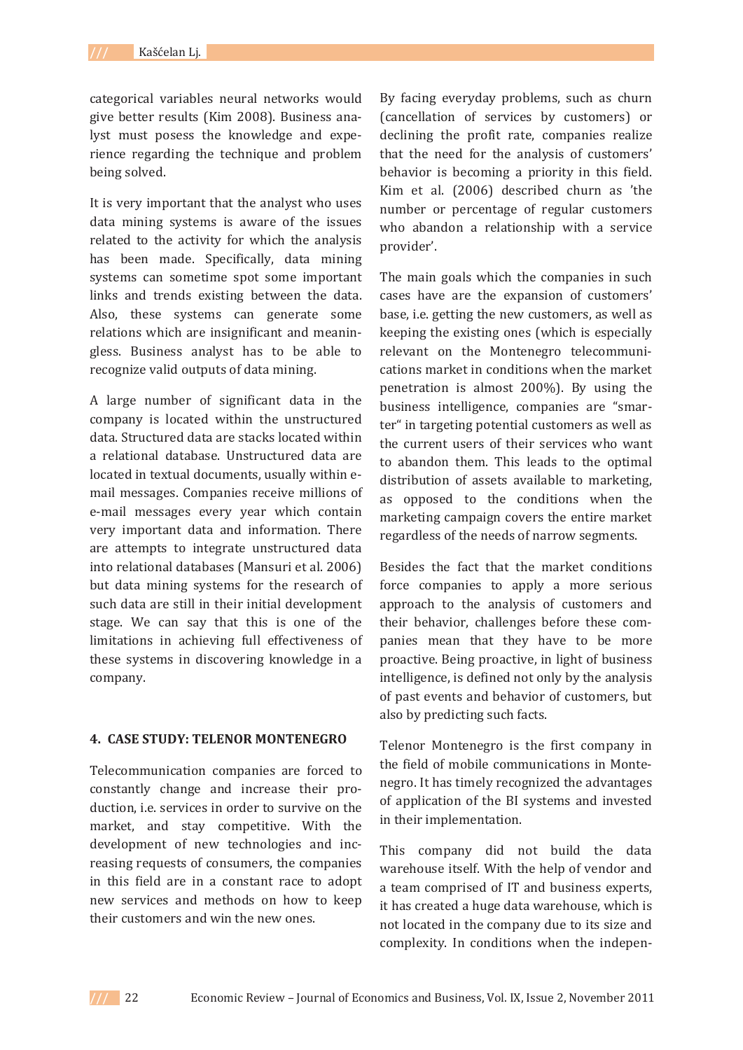categorical variables neural networks would give better results (Kim 2008). Business analyst must posess the knowledge and experience regarding the technique and problem being solved.

It is very important that the analyst who uses data mining systems is aware of the issues related to the activity for which the analysis has been made. Specifically, data mining systems can sometime spot some important links and trends existing between the data. Also, these systems can generate some relations which are insignificant and meaningless. Business analyst has to be able to recognize valid outputs of data mining.

A large number of significant data in the company is located within the unstructured data. Structured data are stacks located within a relational database. Unstructured data are located in textual documents, usually within e-mail messages. Companies receive millions of e-mail messages every year which contain very important data and information. There are attempts to integrate unstructured data into relational databases (Mansuri et al. 2006) but data mining systems for the research of such data are still in their initial development stage. We can say that this is one of the limitations in achieving full effectiveness of these systems in discovering knowledge in a company.

## 4. CASE STUDY: TELENOR MONTENEGRO

Telecommunication companies are forced to constantly change and increase their production, i.e. services in order to survive on the market, and stay competitive. With the development of new technologies and increasing requests of consumers, the companies in this field are in a constant race to adopt new services and methods on how to keep their customers and win the new ones.

By facing everyday problems, such as churn (cancellation of services by customers) or declining the profit rate, companies realize that the need for the analysis of customers' behavior is becoming a priority in this field. Kim et al. (2006) described churn as 'the number or percentage of regular customers who abandon a relationship with a service provider'.

The main goals which the companies in such cases have are the expansion of customers' base, i.e. getting the new customers, as well as keeping the existing ones (which is especially relevant on the Montenegro telecommunications market in conditions when the market penetration is almost 200%). By using the business intelligence, companies are "smarter" in targeting potential customers as well as the current users of their services who want to abandon them. This leads to the optimal distribution of assets available to marketing, as opposed to the conditions when the marketing campaign covers the entire market regardless of the needs of narrow segments.

Besides the fact that the market conditions force companies to apply a more serious approach to the analysis of customers and their behavior, challenges before these companies mean that they have to be more proactive. Being proactive, in light of business intelligence, is defined not only by the analysis of past events and behavior of customers, but also by predicting such facts.

Telenor Montenegro is the first company in the field of mobile communications in Montenegro. It has timely recognized the advantages of application of the BI systems and invested in their implementation.

This company did not build the data warehouse itself. With the help of vendor and a team comprised of IT and business experts, it has created a huge data warehouse, which is not located in the company due to its size and complexity. In conditions when the indepen-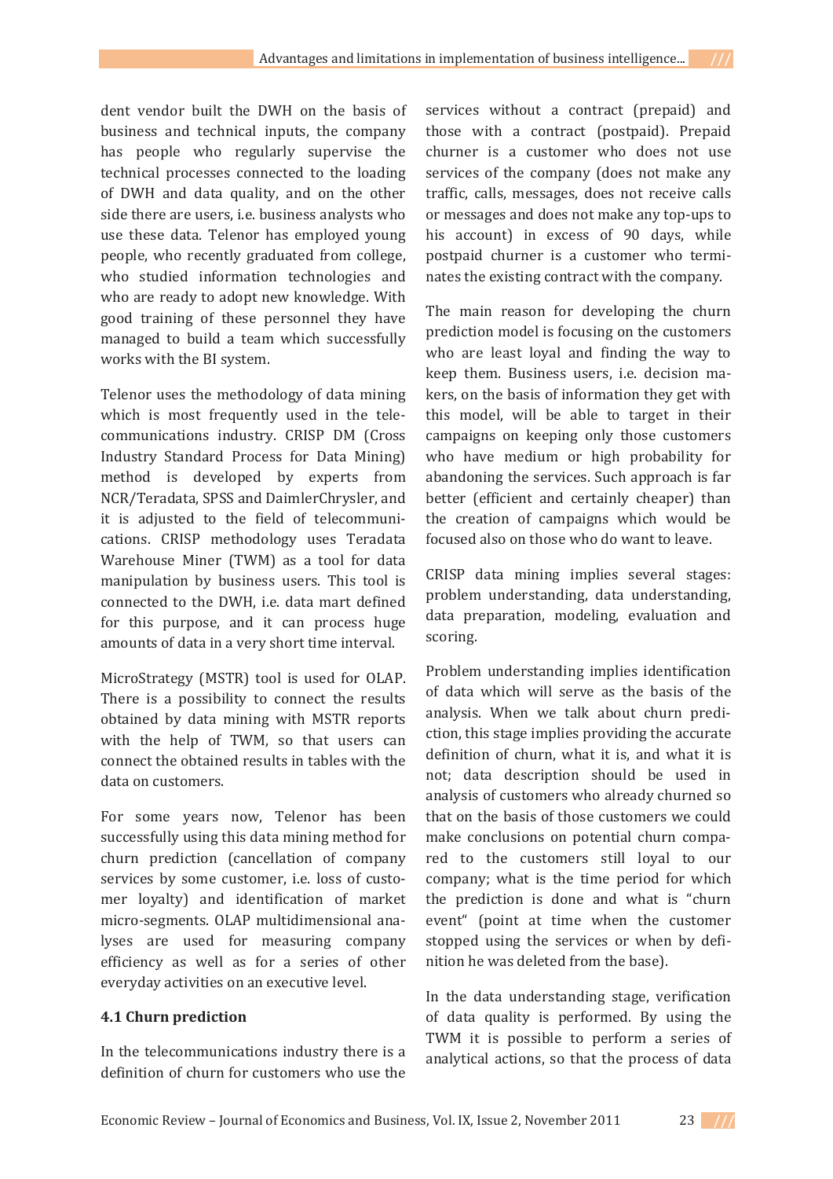dent vendor built the DWH on the basis of business and technical inputs, the company has people who regularly supervise the technical processes connected to the loading of DWH and data quality, and on the other side there are users, i.e. business analysts who use these data. Telenor has employed young people, who recently graduated from college, who studied information technologies and who are ready to adopt new knowledge. With good training of these personnel they have managed to build a team which successfully works with the BI system.

Telenor uses the methodology of data mining which is most frequently used in the telecommunications industry. CRISP DM (Cross Industry Standard Process for Data Mining) method is developed by experts from NCR/Teradata, SPSS and DaimlerChrysler, and it is adjusted to the field of telecommunications. CRISP methodology uses Teradata Warehouse Miner (TWM) as a tool for data manipulation by business users. This tool is connected to the DWH, i.e. data mart defined for this purpose, and it can process huge amounts of data in a very short time interval.

MicroStrategy (MSTR) tool is used for OLAP. There is a possibility to connect the results obtained by data mining with MSTR reports with the help of TWM, so that users can connect the obtained results in tables with the data on customers.

For some years now, Telenor has been successfully using this data mining method for churn prediction (cancellation of company services by some customer, i.e. loss of customer loyalty) and identification of market micro-segments. OLAP multidimensional analyses are used for measuring company efficiency as well as for a series of other everyday activities on an executive level.

### 4.1 Churn prediction

In the telecommunications industry there is a definition of churn for customers who use the services without a contract (prepaid) and those with a contract (postpaid). Prepaid churner is a customer who does not use services of the company (does not make any traffic, calls, messages, does not receive calls or messages and does not make any top-ups to his account) in excess of 90 days, while postpaid churner is a customer who terminates the existing contract with the company.

The main reason for developing the churn prediction model is focusing on the customers who are least loyal and finding the way to keep them. Business users, i.e. decision makers, on the basis of information they get with this model, will be able to target in their campaigns on keeping only those customers who have medium or high probability for abandoning the services. Such approach is far better (efficient and certainly cheaper) than the creation of campaigns which would be focused also on those who do want to leave.

CRISP data mining implies several stages: problem understanding, data understanding, data preparation, modeling, evaluation and scoring.

Problem understanding implies identification of data which will serve as the basis of the analysis. When we talk about churn prediction, this stage implies providing the accurate definition of churn, what it is, and what it is not; data description should be used in analysis of customers who already churned so that on the basis of those customers we could make conclusions on potential churn compared to the customers still loyal to our company; what is the time period for which the prediction is done and what is "churn event" (point at time when the customer stopped using the services or when by definition he was deleted from the base).

In the data understanding stage, verification of data quality is performed. By using the TWM it is possible to perform a series of analytical actions, so that the process of data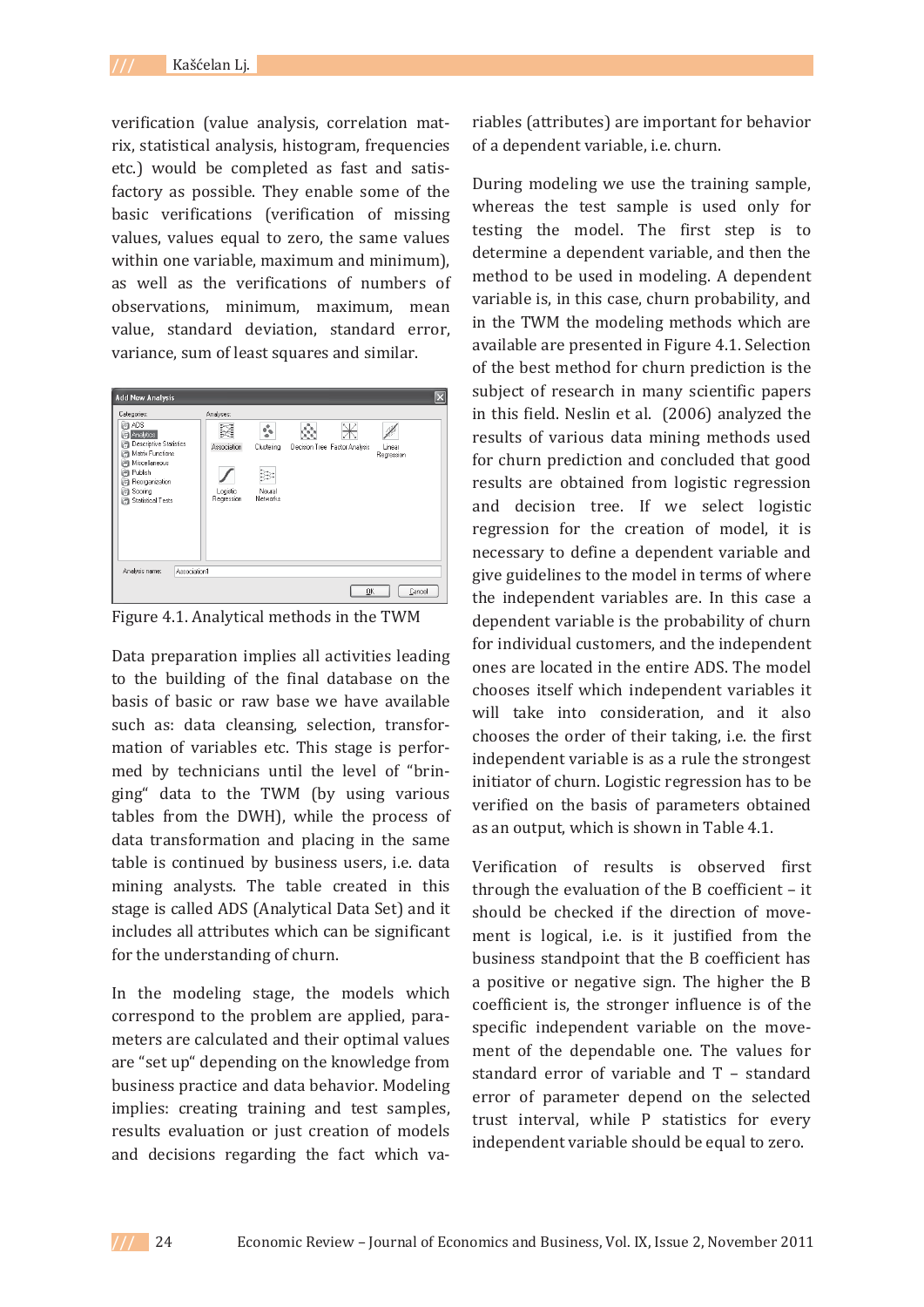verification (value analysis, correlation matrix, statistical analysis, histogram, frequencies etc.) would be completed as fast and satisfactory as possible. They enable some of the basic verifications (verification of missing values, values equal to zero, the same values within one variable, maximum and minimum), as well as the verifications of numbers of observations, minimum, maximum, mean value, standard deviation, standard error, variance, sum of least squares and similar.

Figure 4.1. Analytical methods in the TWM

Data preparation implies all activities leading to the building of the final database on the basis of basic or raw base we have available such as: data cleansing, selection, transformation of variables etc. This stage is performed by technicians until the level of "bringing" data to the TWM (by using various tables from the DWH), while the process of data transformation and placing in the same table is continued by business users, i.e. data mining analysts. The table created in this stage is called ADS (Analytical Data Set) and it includes all attributes which can be significant for the understanding of churn.

In the modeling stage, the models which correspond to the problem are applied, parameters are calculated and their optimal values are "set up" depending on the knowledge from business practice and data behavior. Modeling implies: creating training and test samples, results evaluation or just creation of models and decisions regarding the fact which variables (attributes) are important for behavior of a dependent variable, i.e. churn.

During modeling we use the training sample, whereas the test sample is used only for testing the model. The first step is to determine a dependent variable, and then the method to be used in modeling. A dependent variable is, in this case, churn probability, and in the TWM the modeling methods which are available are presented in Figure 4.1. Selection of the best method for churn prediction is the subject of research in many scientific papers in this field. Neslin et al. (2006) analyzed the results of various data mining methods used for churn prediction and concluded that good results are obtained from logistic regression and decision tree. If we select logistic regression for the creation of model, it is necessary to define a dependent variable and give guidelines to the model in terms of where the independent variables are. In this case a dependent variable is the probability of churn for individual customers, and the independent ones are located in the entire ADS. The model chooses itself which independent variables it will take into consideration, and it also chooses the order of their taking, i.e. the first independent variable is as a rule the strongest initiator of churn. Logistic regression has to be verified on the basis of parameters obtained as an output, which is shown in Table 4.1.

Verification of results is observed first through the evaluation of the B coefficient – it should be checked if the direction of movement is logical, i.e. is it justified from the business standpoint that the B coefficient has a positive or negative sign. The higher the B coefficient is, the stronger influence is of the specific independent variable on the movement of the dependable one. The values for standard error of variable and T – standard error of parameter depend on the selected trust interval, while P statistics for every independent variable should be equal to zero.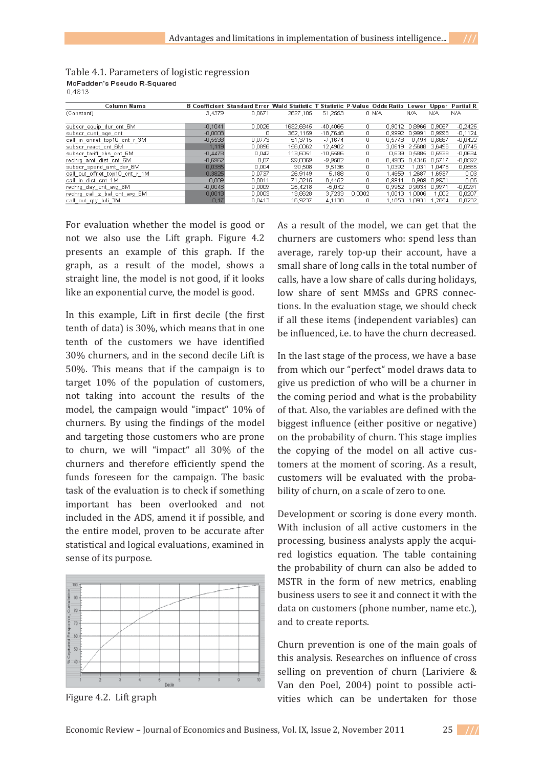Table 4.1. Parameters of logistic regression

McFadden's Pseudo R-Squared

0,4813

| Column Name | B Coefficient | Standard Error | Wald Statistic | T Statistic | P-Value | Odds Ratio | Lower | Upper | Partial R |
|---|---|---|---|---|---|---|---|---|---|
| (Constant) | 3,4379 | 0,0671 | 2627,105 | 51,2553 | 0 | N/A | N/A | N/A | N/A |
| subscr_equip_dur_cnt_6M | -0,1041 | 0,0026 | 1632,6845 | -40,4065 | 0 | 0,9012 | 0,8966 | 0,9057 | -0,2425 |
| subscr_cust_age_cnt | -0,0008 | 0 | 352,1159 | -18,7648 | 0 | 0,9992 | 0,9991 | 0,9993 | -0,1124 |
| call_in_onnet_top10_cnt_r_3M | -0,5538 | 0,0773 | 51,3715 | -7,1674 | 0 | 0,5748 | 0,494 | 0,6687 | -0,0422 |
| subscr_react_cnt_6M | 1,119 | 0,0896 | 156,0062 | 12,4902 | 0 | 3,0619 | 2,5688 | 3,6496 | 0,0745 |
| subscr_tariff_chg_cnt_6M | -0,4478 | 0,042 | 113,6051 | -10,6586 | 0 | 0,639 | 0,5885 | 0,6939 | -0,0634 |
| rechrg_amt_dist_cnt_6M | -0,6962 | 0,07 | 99,0069 | -9,9502 | 0 | 0,4985 | 0,4346 | 0,5717 | -0,0592 |
| subscr_spend_amt_dev_6M | 0,0385 | 0,004 | 90,508 | 9,5136 | 0 | 1,0392 | 1,031 | 1,0475 | 0,0565 |
| call_out_offnet_top10_cnt_r_1M | 0,3825 | 0,0737 | 26,9149 | 5,188 | 0 | 1,4659 | 1,2687 | 1,6937 | 0,03 |
| call_in_dist_cnt_1M | -0,009 | 0,0011 | 71,3215 | -8,4452 | 0 | 0,9911 | 0,989 | 0,9931 | -0,05 |
| rechrg_day_cnt_avg_6M | -0,0048 | 0,0009 | 25,4218 | -5,042 | 0 | 0,9952 | 0,9934 | 0,9971 | -0,0291 |
| rechrg_call_z_bal_cnt_avg_6M | 0,0013 | 0,0003 | 13,8628 | 3,7233 | 0,0002 | 1,0013 | 1,0006 | 1,002 | 0,0207 |
| call_out_qty_bdi_3M | 0,17 | 0,0413 | 16,9237 | 4,1138 | 0 | 1,1853 | 1,0931 | 1,2854 | 0,0232 |

For evaluation whether the model is good or not we also use the Lift graph. Figure 4.2 presents an example of this graph. If the graph, as a result of the model, shows a straight line, the model is not good, if it looks like an exponential curve, the model is good.

In this example, Lift in first decile (the first tenth of data) is 30%, which means that in one tenth of the customers we have identified 30% churners, and in the second decile Lift is 50%. This means that if the campaign is to target 10% of the population of customers, not taking into account the results of the model, the campaign would "impact" 10% of churners. By using the findings of the model and targeting those customers who are prone to churn, we will "impact" all 30% of the churners and therefore efficiently spend the funds foreseen for the campaign. The basic task of the evaluation is to check if something important has been overlooked and not included in the ADS, amend it if possible, and the entire model, proven to be accurate after statistical and logical evaluations, examined in sense of its purpose.

Figure 4.2. Lift graph

As a result of the model, we can get that the churners are customers who: spend less than average, rarely top-up their account, have a small share of long calls in the total number of calls, have a low share of calls during holidays, low share of sent MMSs and GPRS connections. In the evaluation stage, we should check if all these items (independent variables) can be influenced, i.e. to have the churn decreased.

In the last stage of the process, we have a base from which our "perfect" model draws data to give us prediction of who will be a churner in the coming period and what is the probability of that. Also, the variables are defined with the biggest influence (either positive or negative) on the probability of churn. This stage implies the copying of the model on all active customers at the moment of scoring. As a result, customers will be evaluated with the probability of churn, on a scale of zero to one.

Development or scoring is done every month. With inclusion of all active customers in the processing, business analysts apply the acquired logistics equation. The table containing the probability of churn can also be added to MSTR in the form of new metrics, enabling business users to see it and connect it with the data on customers (phone number, name etc.), and to create reports.

Churn prevention is one of the main goals of this analysis. Researches on influence of cross selling on prevention of churn (Lariviere & Van den Poel, 2004) point to possible activities which can be undertaken for those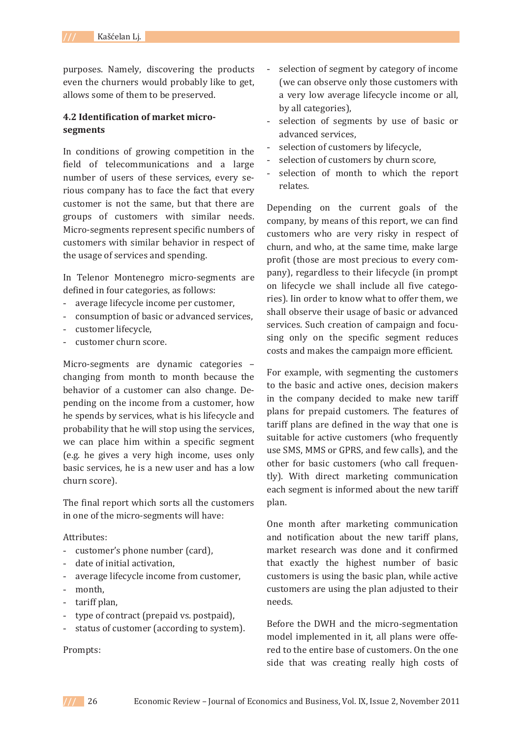purposes. Namely, discovering the products even the churners would probably like to get, allows some of them to be preserved.

### 4.2 Identification of market micro-segments

In conditions of growing competition in the field of telecommunications and a large number of users of these services, every serious company has to face the fact that every customer is not the same, but that there are groups of customers with similar needs. Micro-segments represent specific numbers of customers with similar behavior in respect of the usage of services and spending.

In Telenor Montenegro micro-segments are defined in four categories, as follows:

- average lifecycle income per customer,
- consumption of basic or advanced services,
- customer lifecycle,
- customer churn score.

Micro-segments are dynamic categories – changing from month to month because the behavior of a customer can also change. Depending on the income from a customer, how he spends by services, what is his lifecycle and probability that he will stop using the services, we can place him within a specific segment (e.g. he gives a very high income, uses only basic services, he is a new user and has a low churn score).

The final report which sorts all the customers in one of the micro-segments will have:

Attributes:

- customer's phone number (card),
- date of initial activation,
- average lifecycle income from customer,
- month,
- tariff plan,
- type of contract (prepaid vs. postpaid),
- status of customer (according to system).

Prompts:

- selection of segment by category of income (we can observe only those customers with a very low average lifecycle income or all, by all categories),
- selection of segments by use of basic or advanced services,
- selection of customers by lifecycle,
- selection of customers by churn score,
- selection of month to which the report relates.

Depending on the current goals of the company, by means of this report, we can find customers who are very risky in respect of churn, and who, at the same time, make large profit (those are most precious to every company), regardless to their lifecycle (in prompt on lifecycle we shall include all five categories). Iin order to know what to offer them, we shall observe their usage of basic or advanced services. Such creation of campaign and focusing only on the specific segment reduces costs and makes the campaign more efficient.

For example, with segmenting the customers to the basic and active ones, decision makers in the company decided to make new tariff plans for prepaid customers. The features of tariff plans are defined in the way that one is suitable for active customers (who frequently use SMS, MMS or GPRS, and few calls), and the other for basic customers (who call frequently). With direct marketing communication each segment is informed about the new tariff plan.

One month after marketing communication and notification about the new tariff plans, market research was done and it confirmed that exactly the highest number of basic customers is using the basic plan, while active customers are using the plan adjusted to their needs.

Before the DWH and the micro-segmentation model implemented in it, all plans were offered to the entire base of customers. On the one side that was creating really high costs of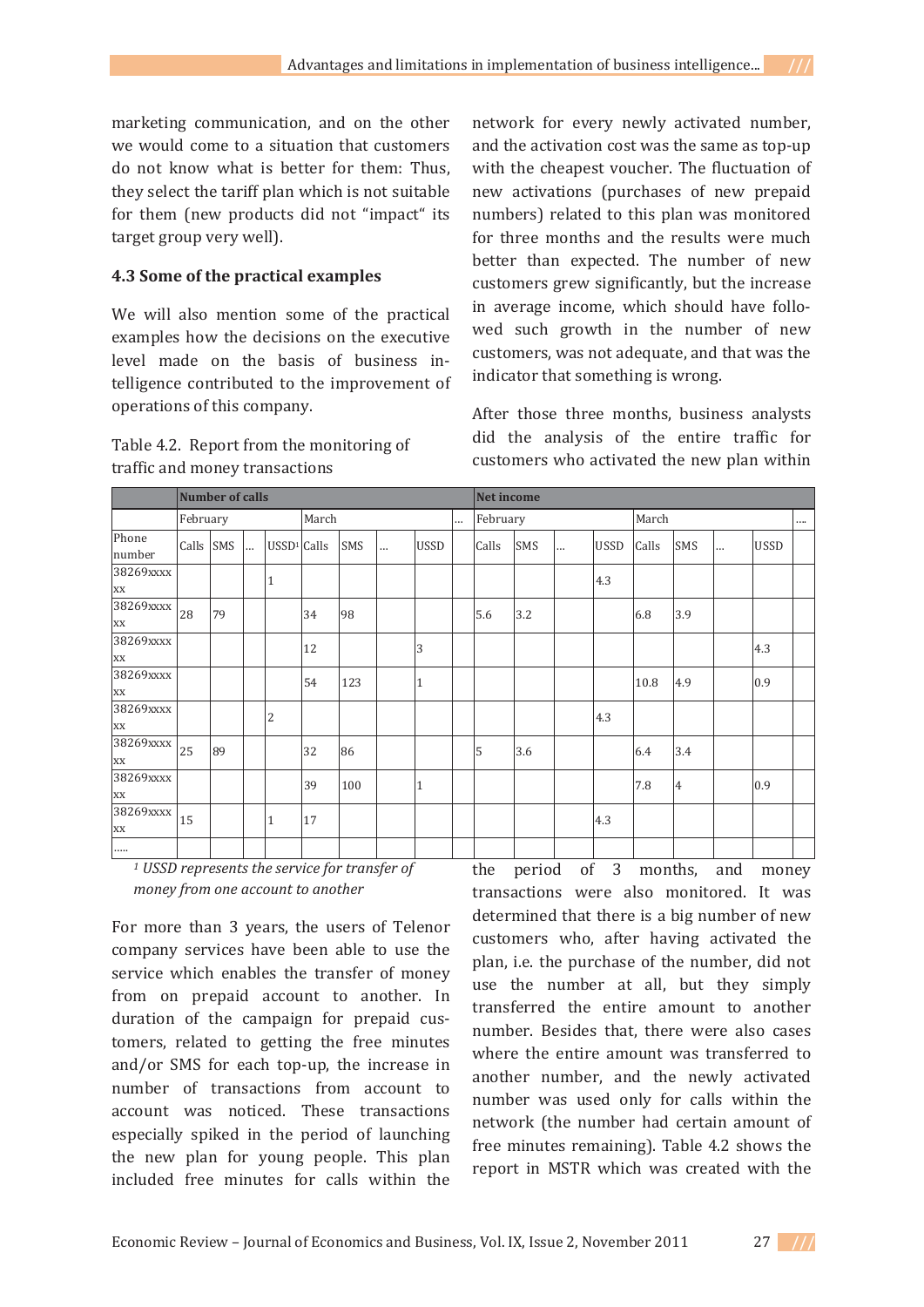marketing communication, and on the other we would come to a situation that customers do not know what is better for them: Thus, they select the tariff plan which is not suitable for them (new products did not "impact" its target group very well).

### 4.3 Some of the practical examples

We will also mention some of the practical examples how the decisions on the executive level made on the basis of business intelligence contributed to the improvement of operations of this company.

network for every newly activated number, and the activation cost was the same as top-up with the cheapest voucher. The fluctuation of new activations (purchases of new prepaid numbers) related to this plan was monitored for three months and the results were much better than expected. The number of new customers grew significantly, but the increase in average income, which should have followed such growth in the number of new customers, was not adequate, and that was the indicator that something is wrong.

After those three months, business analysts did the analysis of the entire traffic for customers who activated the new plan within

Table 4.2. Report from the monitoring of traffic and money transactions

| | Number of calls | | | | | | | | | Net income | | | | | | | | |
|---|---|---|---|---|---|---|---|---|---|---|---|---|---|---|---|---|---|---|
| | February | | | | March | | | | ... | February | | | | March | | | | .... |
| Phone number | Calls | SMS | ... | USSD[1] | Calls | SMS | ... | USSD | | Calls | SMS | ... | USSD | Calls | SMS | ... | USSD | |
| 38269xxxxxx | | | | 1 | | | | | | | | | 4.3 | | | | | |
| 38269xxxxxx | 28 | 79 | | | 34 | 98 | | | | 5.6 | 3.2 | | | 6.8 | 3.9 | | | |
| 38269xxxxxx | | | | | 12 | | | 3 | | | | | | | | | 4.3 | |
| 38269xxxxxx | | | | | 54 | 123 | | 1 | | | | | | 10.8 | 4.9 | | 0.9 | |
| 38269xxxxxx | | | | 2 | | | | | | | | | 4.3 | | | | | |
| 38269xxxxxx | 25 | 89 | | | 32 | 86 | | | | 5 | 3.6 | | | 6.4 | 3.4 | | | |
| 38269xxxxxx | | | | | 39 | 100 | | 1 | | | | | | 7.8 | 4 | | 0.9 | |
| 38269xxxxxx | 15 | | | 1 | 17 | | | | | | | | 4.3 | | | | | |
| ..... | | | | | | | | | | | | | | | | | | |

*[1] USSD represents the service for transfer of money from one account to another*

For more than 3 years, the users of Telenor company services have been able to use the service which enables the transfer of money from on prepaid account to another. In duration of the campaign for prepaid customers, related to getting the free minutes and/or SMS for each top-up, the increase in number of transactions from account to account was noticed. These transactions especially spiked in the period of launching the new plan for young people. This plan included free minutes for calls within the

the period of 3 months, and money transactions were also monitored. It was determined that there is a big number of new customers who, after having activated the plan, i.e. the purchase of the number, did not use the number at all, but they simply transferred the entire amount to another number. Besides that, there were also cases where the entire amount was transferred to another number, and the newly activated number was used only for calls within the network (the number had certain amount of free minutes remaining). Table 4.2 shows the report in MSTR which was created with the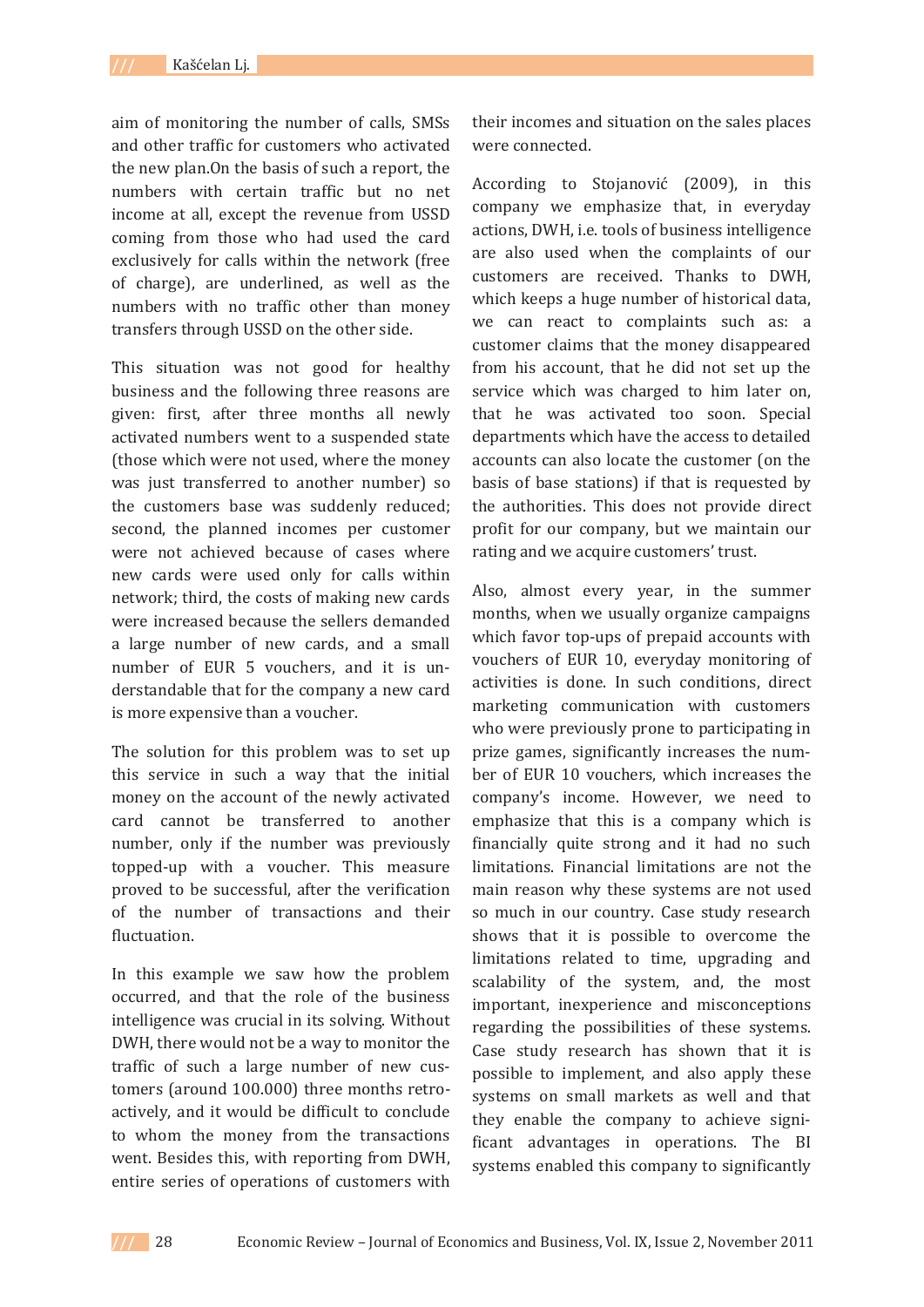aim of monitoring the number of calls, SMSs and other traffic for customers who activated the new plan.On the basis of such a report, the numbers with certain traffic but no net income at all, except the revenue from USSD coming from those who had used the card exclusively for calls within the network (free of charge), are underlined, as well as the numbers with no traffic other than money transfers through USSD on the other side.

This situation was not good for healthy business and the following three reasons are given: first, after three months all newly activated numbers went to a suspended state (those which were not used, where the money was just transferred to another number) so the customers base was suddenly reduced; second, the planned incomes per customer were not achieved because of cases where new cards were used only for calls within network; third, the costs of making new cards were increased because the sellers demanded a large number of new cards, and a small number of EUR 5 vouchers, and it is understandable that for the company a new card is more expensive than a voucher.

The solution for this problem was to set up this service in such a way that the initial money on the account of the newly activated card cannot be transferred to another number, only if the number was previously topped-up with a voucher. This measure proved to be successful, after the verification of the number of transactions and their fluctuation.

In this example we saw how the problem occurred, and that the role of the business intelligence was crucial in its solving. Without DWH, there would not be a way to monitor the traffic of such a large number of new customers (around 100.000) three months retroactively, and it would be difficult to conclude to whom the money from the transactions went. Besides this, with reporting from DWH, entire series of operations of customers with their incomes and situation on the sales places were connected.

According to Stojanović (2009), in this company we emphasize that, in everyday actions, DWH, i.e. tools of business intelligence are also used when the complaints of our customers are received. Thanks to DWH, which keeps a huge number of historical data, we can react to complaints such as: a customer claims that the money disappeared from his account, that he did not set up the service which was charged to him later on, that he was activated too soon. Special departments which have the access to detailed accounts can also locate the customer (on the basis of base stations) if that is requested by the authorities. This does not provide direct profit for our company, but we maintain our rating and we acquire customers' trust.

Also, almost every year, in the summer months, when we usually organize campaigns which favor top-ups of prepaid accounts with vouchers of EUR 10, everyday monitoring of activities is done. In such conditions, direct marketing communication with customers who were previously prone to participating in prize games, significantly increases the number of EUR 10 vouchers, which increases the company's income. However, we need to emphasize that this is a company which is financially quite strong and it had no such limitations. Financial limitations are not the main reason why these systems are not used so much in our country. Case study research shows that it is possible to overcome the limitations related to time, upgrading and scalability of the system, and, the most important, inexperience and misconceptions regarding the possibilities of these systems. Case study research has shown that it is possible to implement, and also apply these systems on small markets as well and that they enable the company to achieve significant advantages in operations. The BI systems enabled this company to significantly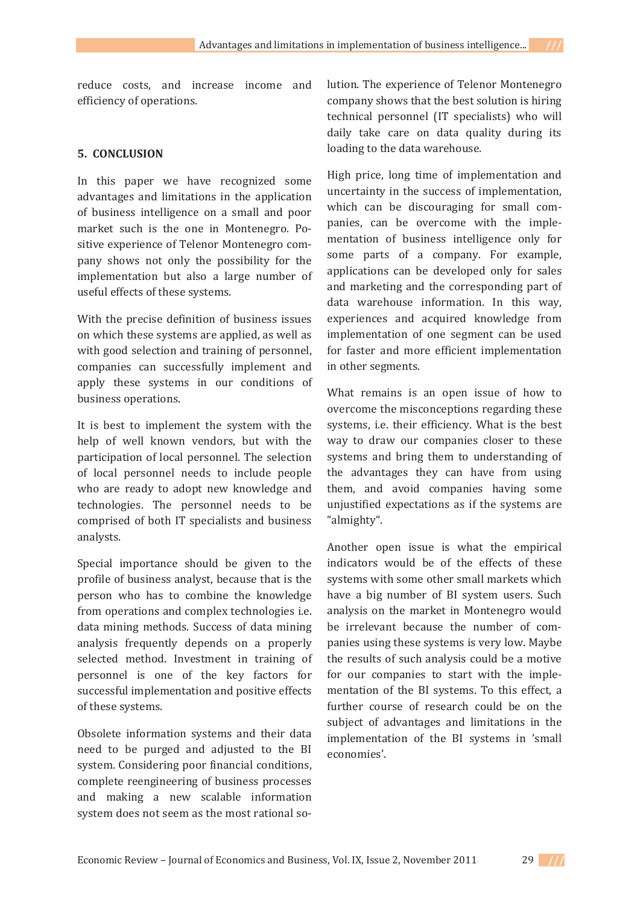reduce costs, and increase income and efficiency of operations.

## 5. CONCLUSION

In this paper we have recognized some advantages and limitations in the application of business intelligence on a small and poor market such is the one in Montenegro. Positive experience of Telenor Montenegro company shows not only the possibility for the implementation but also a large number of useful effects of these systems.

With the precise definition of business issues on which these systems are applied, as well as with good selection and training of personnel, companies can successfully implement and apply these systems in our conditions of business operations.

It is best to implement the system with the help of well known vendors, but with the participation of local personnel. The selection of local personnel needs to include people who are ready to adopt new knowledge and technologies. The personnel needs to be comprised of both IT specialists and business analysts.

Special importance should be given to the profile of business analyst, because that is the person who has to combine the knowledge from operations and complex technologies i.e. data mining methods. Success of data mining analysis frequently depends on a properly selected method. Investment in training of personnel is one of the key factors for successful implementation and positive effects of these systems.

Obsolete information systems and their data need to be purged and adjusted to the BI system. Considering poor financial conditions, complete reengineering of business processes and making a new scalable information system does not seem as the most rational solution. The experience of Telenor Montenegro company shows that the best solution is hiring technical personnel (IT specialists) who will daily take care on data quality during its loading to the data warehouse.

High price, long time of implementation and uncertainty in the success of implementation, which can be discouraging for small companies, can be overcome with the implementation of business intelligence only for some parts of a company. For example, applications can be developed only for sales and marketing and the corresponding part of data warehouse information. In this way, experiences and acquired knowledge from implementation of one segment can be used for faster and more efficient implementation in other segments.

What remains is an open issue of how to overcome the misconceptions regarding these systems, i.e. their efficiency. What is the best way to draw our companies closer to these systems and bring them to understanding of the advantages they can have from using them, and avoid companies having some unjustified expectations as if the systems are "almighty".

Another open issue is what the empirical indicators would be of the effects of these systems with some other small markets which have a big number of BI system users. Such analysis on the market in Montenegro would be irrelevant because the number of companies using these systems is very low. Maybe the results of such analysis could be a motive for our companies to start with the implementation of the BI systems. To this effect, a further course of research could be on the subject of advantages and limitations in the implementation of the BI systems in 'small economies'.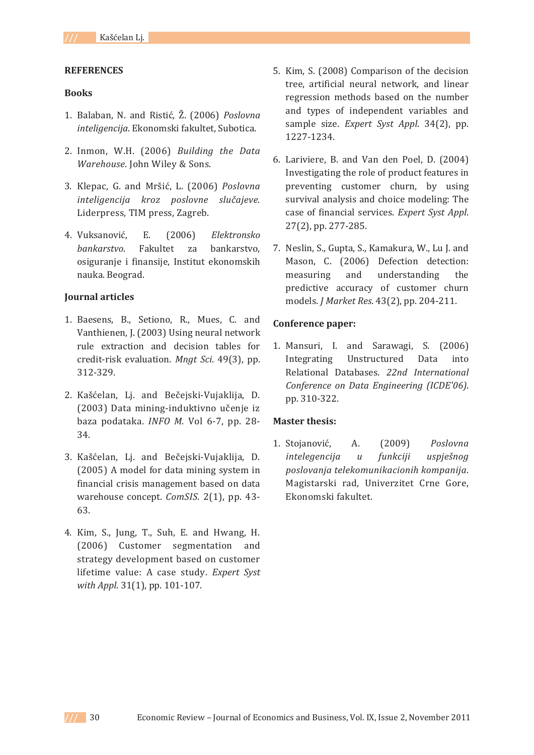## REFERENCES

### Books

1. Balaban, N. and Ristić, Ž. (2006) *Poslovna inteligencija*. Ekonomski fakultet, Subotica.
2. Inmon, W.H. (2006) *Building the Data Warehouse*. John Wiley & Sons.
3. Klepac, G. and Mršić, L. (2006) *Poslovna inteligencija kroz poslovne slučajeve*. Liderpress, TIM press, Zagreb.
4. Vuksanović, E. (2006) *Elektronsko bankarstvo*. Fakultet za bankarstvo, osiguranje i finansije, Institut ekonomskih nauka. Beograd.

### Journal articles

1. Baesens, B., Setiono, R., Mues, C. and Vanthienen, J. (2003) Using neural network rule extraction and decision tables for credit-risk evaluation. *Mngt Sci*. 49(3), pp. 312-329.
2. Kašćelan, Lj. and Bečejski-Vujaklija, D. (2003) Data mining-induktivno učenje iz baza podataka. *INFO M*. Vol 6-7, pp. 28-34.
3. Kašćelan, Lj. and Bečejski-Vujaklija, D. (2005) A model for data mining system in financial crisis management based on data warehouse concept. *ComSIS*. 2(1), pp. 43-63.
4. Kim, S., Jung, T., Suh, E. and Hwang, H. (2006) Customer segmentation and strategy development based on customer lifetime value: A case study. *Expert Syst with Appl*. 31(1), pp. 101-107.
5. Kim, S. (2008) Comparison of the decision tree, artificial neural network, and linear regression methods based on the number and types of independent variables and sample size. *Expert Syst Appl*. 34(2), pp. 1227-1234.
6. Lariviere, B. and Van den Poel, D. (2004) Investigating the role of product features in preventing customer churn, by using survival analysis and choice modeling: The case of financial services. *Expert Syst Appl*. 27(2), pp. 277-285.
7. Neslin, S., Gupta, S., Kamakura, W., Lu J. and Mason, C. (2006) Defection detection: measuring and understanding the predictive accuracy of customer churn models. *J Market Res*. 43(2), pp. 204-211.

### Conference paper:

1. Mansuri, I. and Sarawagi, S. (2006) Integrating Unstructured Data into Relational Databases. *22nd International Conference on Data Engineering (ICDE'06)*. pp. 310-322.

### Master thesis:

1. Stojanović, A. (2009) *Poslovna intelegencija u funkciji uspješnog poslovanja telekomunikacionih kompanija*. Magistarski rad, Univerzitet Crne Gore, Ekonomski fakultet.